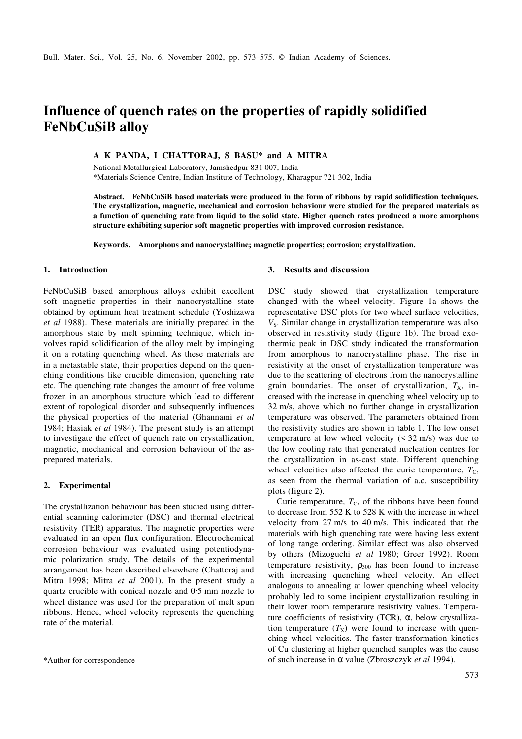# Influence of quench rates on the properties of rapidly solidified FeNbCuSiB alloy

**A K PANDA, I CHATTORAJ, S BASU\* and A MITRA**

National Metallurgical Laboratory, Jamshedpur 831 007, India

\*Materials Science Centre, Indian Institute of Technology, Kharagpur 721 302, India

**Abstract. FeNbCuSiB based materials were produced in the form of ribbons by rapid solidification techniques. The crystallization, magnetic, mechanical and corrosion behaviour were studied for the prepared materials as a function of quenching rate from liquid to the solid state. Higher quench rates produced a more amorphous structure exhibiting superior soft magnetic properties with improved corrosion resistance.**

**Keywords. Amorphous and nanocrystalline; magnetic properties; corrosion; crystallization.**

## 1. Introduction

FeNbCuSiB based amorphous alloys exhibit excellent soft magnetic properties in their nanocrystalline state obtained by optimum heat treatment schedule (Yoshizawa *et al* 1988). These materials are initially prepared in the amorphous state by melt spinning technique, which involves rapid solidification of the alloy melt by impinging it on a rotating quenching wheel. As these materials are in a metastable state, their properties depend on the quenching conditions like crucible dimension, quenching rate etc. The quenching rate changes the amount of free volume frozen in an amorphous structure which lead to different extent of topological disorder and subsequently influences the physical properties of the material (Ghannami *et al* 1984; Hasiak *et al* 1984). The present study is an attempt to investigate the effect of quench rate on crystallization, magnetic, mechanical and corrosion behaviour of the as-prepared materials.

## 2. Experimental

The crystallization behaviour has been studied using differential scanning calorimeter (DSC) and thermal electrical resistivity (TER) apparatus. The magnetic properties were evaluated in an open flux configuration. Electrochemical corrosion behaviour was evaluated using potentiodynamic polarization study. The details of the experimental arrangement has been described elsewhere (Chattoraj and Mitra 1998; Mitra *et al* 2001). In the present study a quartz crucible with conical nozzle and 0·5 mm nozzle to wheel distance was used for the preparation of melt spun ribbons. Hence, wheel velocity represents the quenching rate of the material.

## 3. Results and discussion

DSC study showed that crystallization temperature changed with the wheel velocity. Figure 1a shows the representative DSC plots for two wheel surface velocities, $V_S$. Similar change in crystallization temperature was also observed in resistivity study (figure 1b). The broad exothermic peak in DSC study indicated the transformation from amorphous to nanocrystalline phase. The rise in resistivity at the onset of crystallization temperature was due to the scattering of electrons from the nanocrystalline grain boundaries. The onset of crystallization, $T_X$, increased with the increase in quenching wheel velocity up to 32 m/s, above which no further change in crystallization temperature was observed. The parameters obtained from the resistivity studies are shown in table 1. The low onset temperature at low wheel velocity (< 32 m/s) was due to the low cooling rate that generated nucleation centres for the crystallization in as-cast state. Different quenching wheel velocities also affected the curie temperature, $T_C$, as seen from the thermal variation of a.c. susceptibility plots (figure 2).

Curie temperature, $T_C$, of the ribbons have been found to decrease from 552 K to 528 K with the increase in wheel velocity from 27 m/s to 40 m/s. This indicated that the materials with high quenching rate were having less extent of long range ordering. Similar effect was also observed by others (Mizoguchi *et al* 1980; Greer 1992). Room temperature resistivity, $\rho_{300}$ has been found to increase with increasing quenching wheel velocity. An effect analogous to annealing at lower quenching wheel velocity probably led to some incipient crystallization resulting in their lower room temperature resistivity values. Temperature coefficients of resistivity (TCR), $\alpha$, below crystallization temperature ($T_X$) were found to increase with quenching wheel velocities. The faster transformation kinetics of Cu clustering at higher quenched samples was the cause of such increase in $\alpha$ value (Zbroszczyk *et al* 1994).

\*Author for correspondence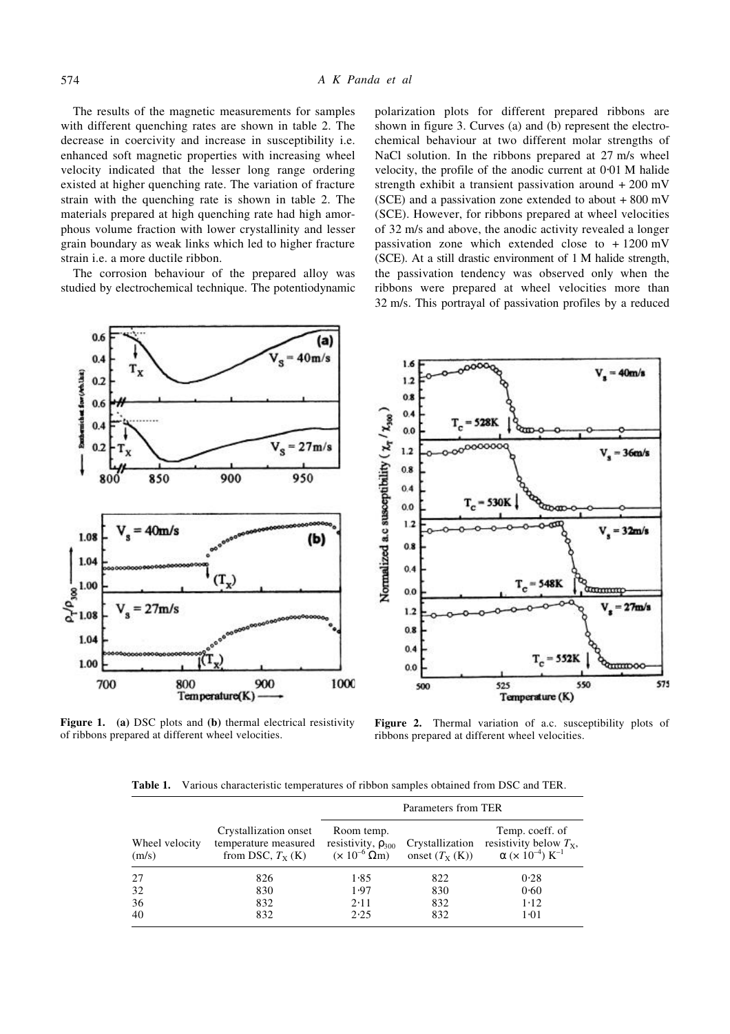The results of the magnetic measurements for samples with different quenching rates are shown in table 2. The decrease in coercivity and increase in susceptibility i.e. enhanced soft magnetic properties with increasing wheel velocity indicated that the lesser long range ordering existed at higher quenching rate. The variation of fracture strain with the quenching rate is shown in table 2. The materials prepared at high quenching rate had high amorphous volume fraction with lower crystallinity and lesser grain boundary as weak links which led to higher fracture strain i.e. a more ductile ribbon.

The corrosion behaviour of the prepared alloy was studied by electrochemical technique. The potentiodynamic polarization plots for different prepared ribbons are shown in figure 3. Curves (a) and (b) represent the electrochemical behaviour at two different molar strengths of NaCl solution. In the ribbons prepared at 27 m/s wheel velocity, the profile of the anodic current at 0·01 M halide strength exhibit a transient passivation around + 200 mV (SCE) and a passivation zone extended to about + 800 mV (SCE). However, for ribbons prepared at wheel velocities of 32 m/s and above, the anodic activity revealed a longer passivation zone which extended close to + 1200 mV (SCE). At a still drastic environment of 1 M halide strength, the passivation tendency was observed only when the ribbons were prepared at wheel velocities more than 32 m/s. This portrayal of passivation profiles by a reduced

**Figure 1.** **(a)** DSC plots and **(b)** thermal electrical resistivity of ribbons prepared at different wheel velocities.

**Figure 2.** Thermal variation of a.c. susceptibility plots of ribbons prepared at different wheel velocities.

**Table 1.** Various characteristic temperatures of ribbon samples obtained from DSC and TER.

| Wheel velocity (m/s) | Crystallization onset temperature measured from DSC, $T_X$ (K) | Parameters from TER | | |
|---|---|---|---|---|
| | | Room temp. resistivity, $\rho_{300}$ ($\times 10^{-6}$ $\Omega$m) | Crystallization onset ($T_X$ (K)) | Temp. coeff. of resistivity below $T_X$, $\alpha$ ($\times 10^{-4}$) $K^{-1}$ |
| 27 | 826 | 1·85 | 822 | 0·28 |
| 32 | 830 | 1·97 | 830 | 0·60 |
| 36 | 832 | 2·11 | 832 | 1·12 |
| 40 | 832 | 2·25 | 832 | 1·01 |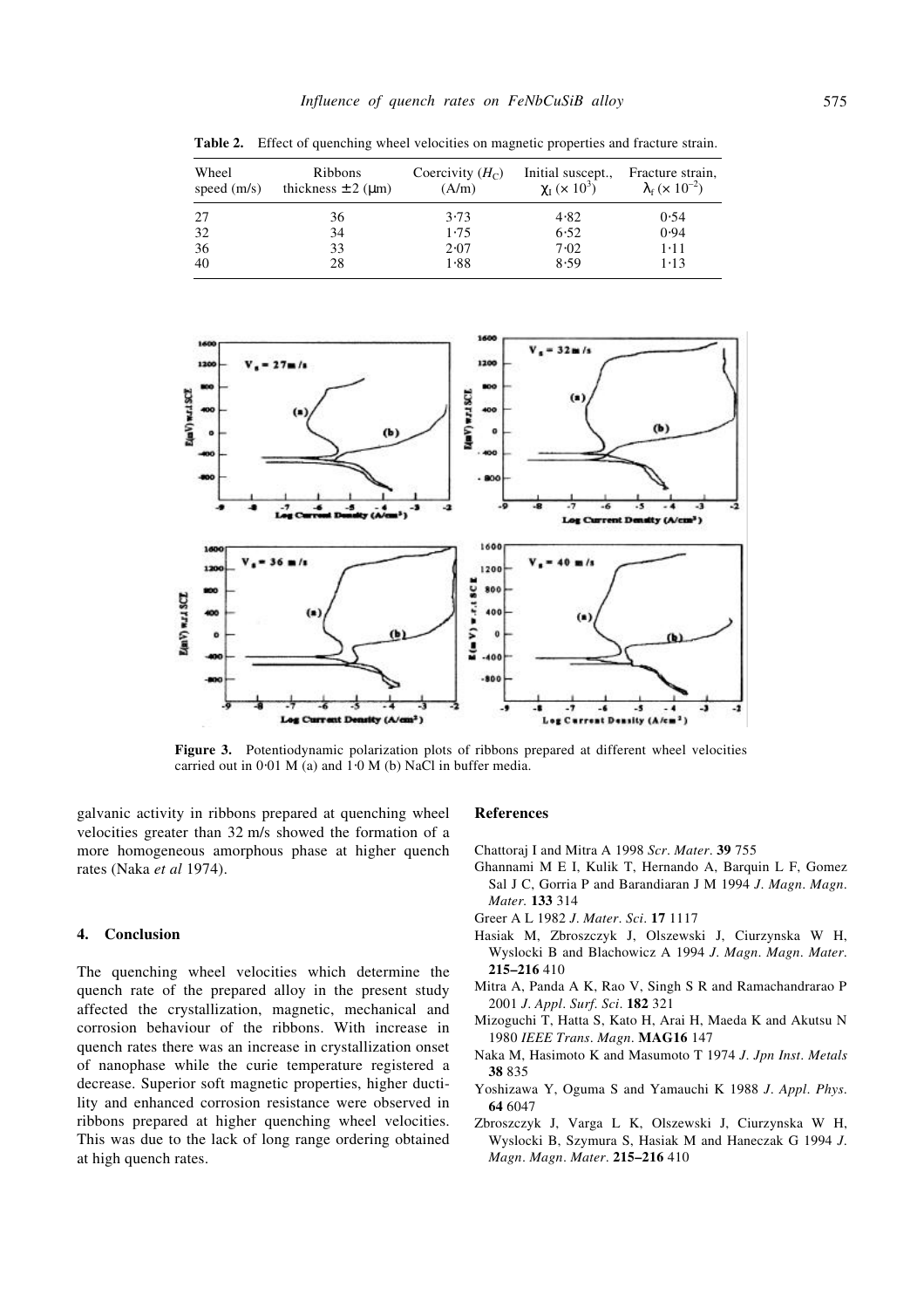**Table 2.** Effect of quenching wheel velocities on magnetic properties and fracture strain.

| Wheel speed (m/s) | Ribbons thickness ± 2 (μm) | Coercivity ($H_C$) (A/m) | Initial suscept., $\chi_I$ ($\times 10^3$) | Fracture strain, $\lambda_f$ ($\times 10^{-2}$) |
|---|---|---|---|---|
| 27 | 36 | 3·73 | 4·82 | 0·54 |
| 32 | 34 | 1·75 | 6·52 | 0·94 |
| 36 | 33 | 2·07 | 7·02 | 1·11 |
| 40 | 28 | 1·88 | 8·59 | 1·13 |

$V_s$ = 27 m/s

$V_s$ = 32 m/s

$V_s$ = 36 m/s

$V_s$ = 40 m/s

E(mV) w.r.t SCE

Log Current Density (A/cm²)

(a)

(b)

**Figure 3.** Potentiodynamic polarization plots of ribbons prepared at different wheel velocities carried out in 0·01 M (a) and 1·0 M (b) NaCl in buffer media.

galvanic activity in ribbons prepared at quenching wheel velocities greater than 32 m/s showed the formation of a more homogeneous amorphous phase at higher quench rates (Naka *et al* 1974).

## 4. Conclusion

The quenching wheel velocities which determine the quench rate of the prepared alloy in the present study affected the crystallization, magnetic, mechanical and corrosion behaviour of the ribbons. With increase in quench rates there was an increase in crystallization onset of nanophase while the curie temperature registered a decrease. Superior soft magnetic properties, higher ductility and enhanced corrosion resistance were observed in ribbons prepared at higher quenching wheel velocities. This was due to the lack of long range ordering obtained at high quench rates.

## References

Chattoraj I and Mitra A 1998 *Scr. Mater.* **39** 755

Ghannami M E I, Kulik T, Hernando A, Barquin L F, Gomez Sal J C, Gorria P and Barandiaran J M 1994 *J. Magn. Magn. Mater.* **133** 314

Greer A L 1982 *J. Mater. Sci.* **17** 1117

Hasiak M, Zbroszczyk J, Olszewski J, Ciurzynska W H, Wyslocki B and Blachowicz A 1994 *J. Magn. Magn. Mater.* **215–216** 410

Mitra A, Panda A K, Rao V, Singh S R and Ramachandrarao P 2001 *J. Appl. Surf. Sci.* **182** 321

Mizoguchi T, Hatta S, Kato H, Arai H, Maeda K and Akutsu N 1980 *IEEE Trans. Magn.* **MAG16** 147

Naka M, Hasimoto K and Masumoto T 1974 *J. Jpn Inst. Metals* **38** 835

Yoshizawa Y, Oguma S and Yamauchi K 1988 *J. Appl. Phys.* **64** 6047

Zbroszczyk J, Varga L K, Olszewski J, Ciurzynska W H, Wyslocki B, Szymura S, Hasiak M and Haneczak G 1994 *J. Magn. Magn. Mater.* **215–216** 410